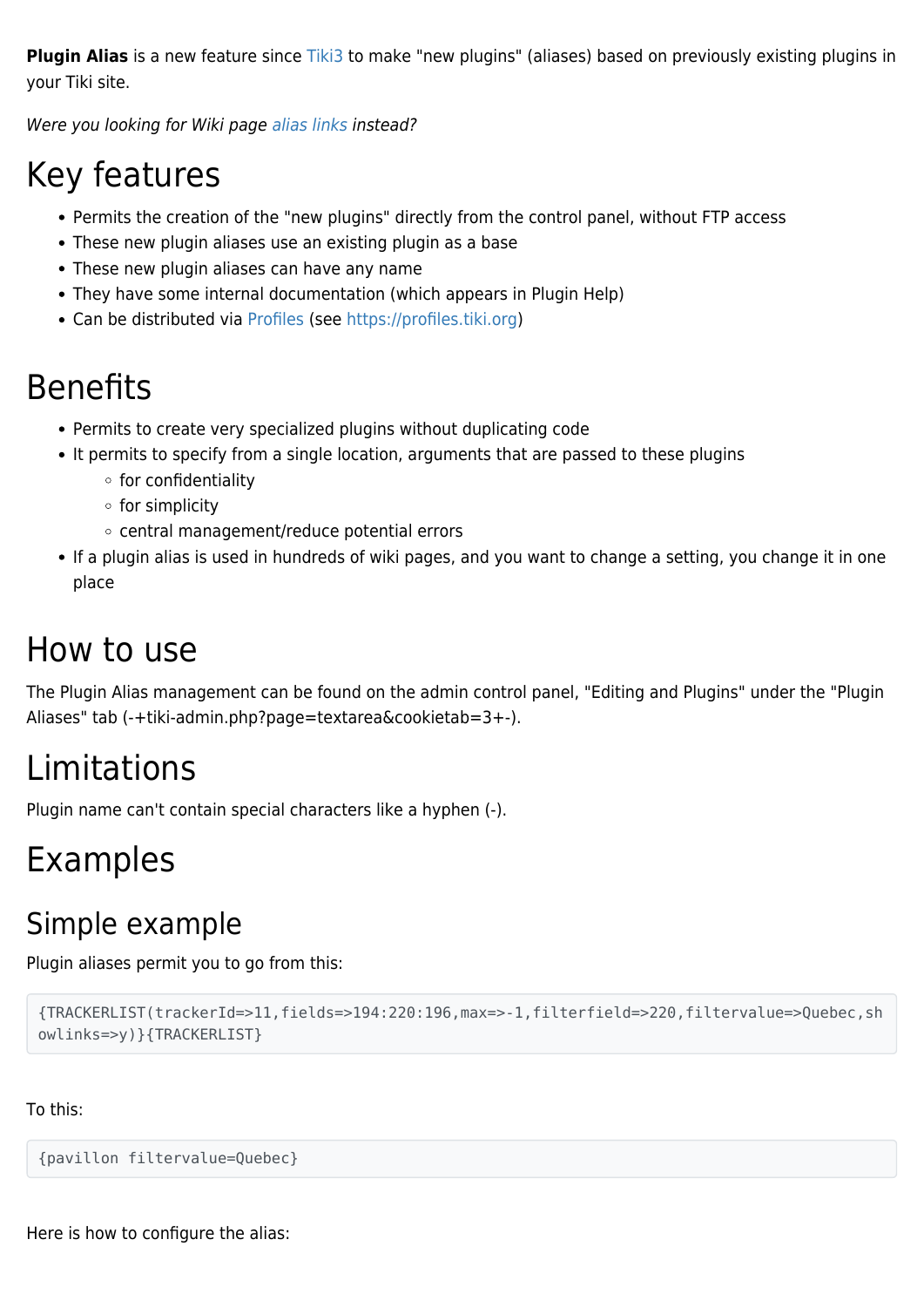**Plugin Alias** is a new feature since Tiki3 to make "new plugins" (aliases) based on previously existing plugins in your Tiki site.

*Were you looking for Wiki page alias links instead?*

# Key features

- Permits the creation of the "new plugins" directly from the control panel, without FTP access
- These new plugin aliases use an existing plugin as a base
- These new plugin aliases can have any name
- They have some internal documentation (which appears in Plugin Help)
- Can be distributed via Profiles (see https://profiles.tiki.org)

# Benefits

- Permits to create very specialized plugins without duplicating code
- It permits to specify from a single location, arguments that are passed to these plugins
  - for confidentiality
  - for simplicity
  - central management/reduce potential errors
- If a plugin alias is used in hundreds of wiki pages, and you want to change a setting, you change it in one place

# How to use

The Plugin Alias management can be found on the admin control panel, "Editing and Plugins" under the "Plugin Aliases" tab (-+tiki-admin.php?page=textarea&cookietab=3+-).

# Limitations

Plugin name can't contain special characters like a hyphen (-).

# Examples

## Simple example

Plugin aliases permit you to go from this:

```
{TRACKERLIST(trackerId=>11,fields=>194:220:196,max=>-1,filterfield=>220,filtervalue=>Quebec,showlinks=>y)}{TRACKERLIST}
```

To this:

```
{pavillon filtervalue=Quebec}
```

Here is how to configure the alias: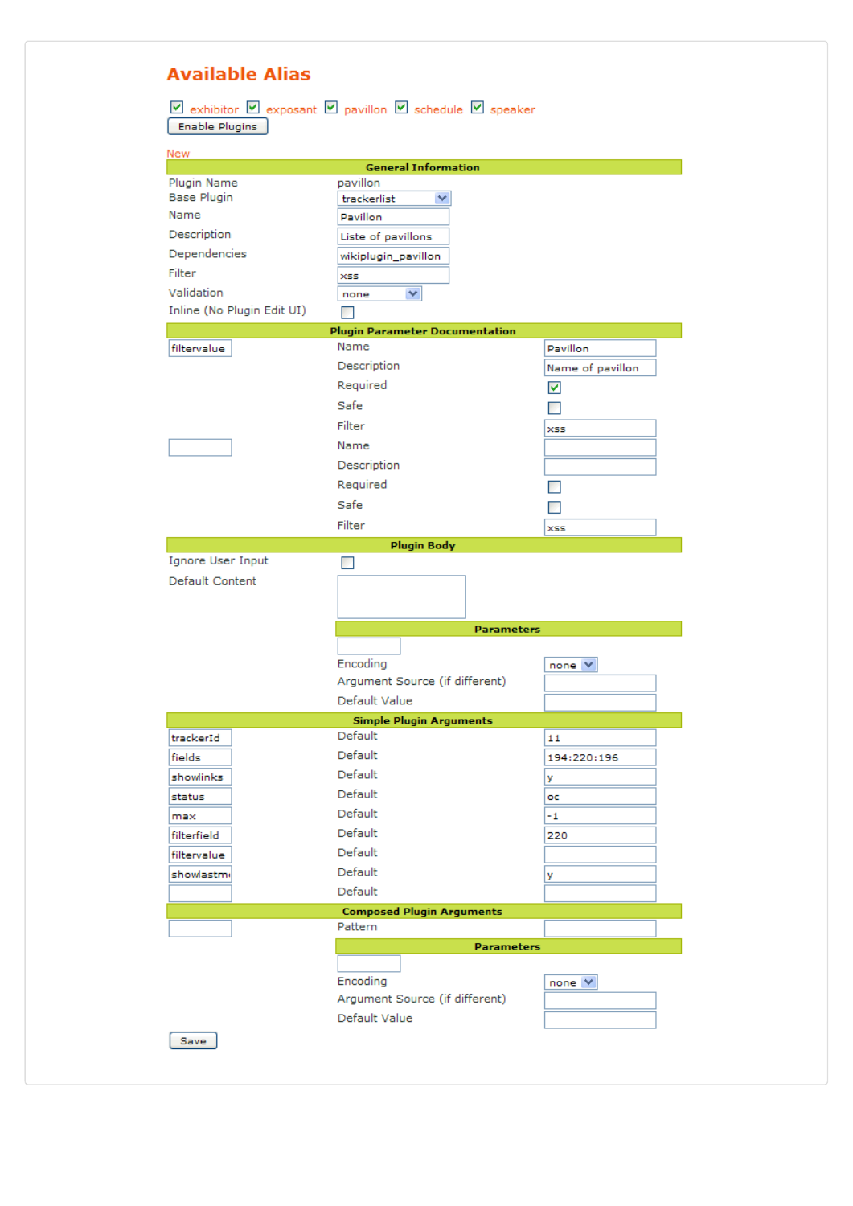# Available Alias

- [x] exhibitor
- [x] exposant
- [x] pavillon
- [x] schedule
- [x] speaker

Enable Plugins

New

| General Information | |
|---|---|
| Plugin Name | pavillon |
| Base Plugin | trackerlist |
| Name | Pavillon |
| Description | Liste of pavillons |
| Dependencies | wikiplugin_pavillon |
| Filter | xss |
| Validation | none |
| Inline (No Plugin Edit UI) | [ ] |

| Plugin Parameter Documentation | | |
|---|---|---|
| filtervalue | Name | Pavillon |
| | Description | Name of pavillon |
| | Required | [x] |
| | Safe | [ ] |
| | Filter | xss |
| | Name | |
| | Description | |
| | Required | [ ] |
| | Safe | [ ] |
| | Filter | xss |

| Plugin Body | |
|---|---|
| Ignore User Input | [ ] |
| Default Content | |

| Parameters | |
|---|---|
| Encoding | none |
| Argument Source (if different) | |
| Default Value | |

| Simple Plugin Arguments | | |
|---|---|---|
| trackerId | Default | 11 |
| fields | Default | 194:220:196 |
| showlinks | Default | y |
| status | Default | oc |
| max | Default | -1 |
| filterfield | Default | 220 |
| filtervalue | Default | |
| showlastm | Default | y |
| | Default | |

| Composed Plugin Arguments | | |
|---|---|---|
| | Pattern | |

| Parameters | |
|---|---|
| Encoding | none |
| Argument Source (if different) | |
| Default Value | |

Save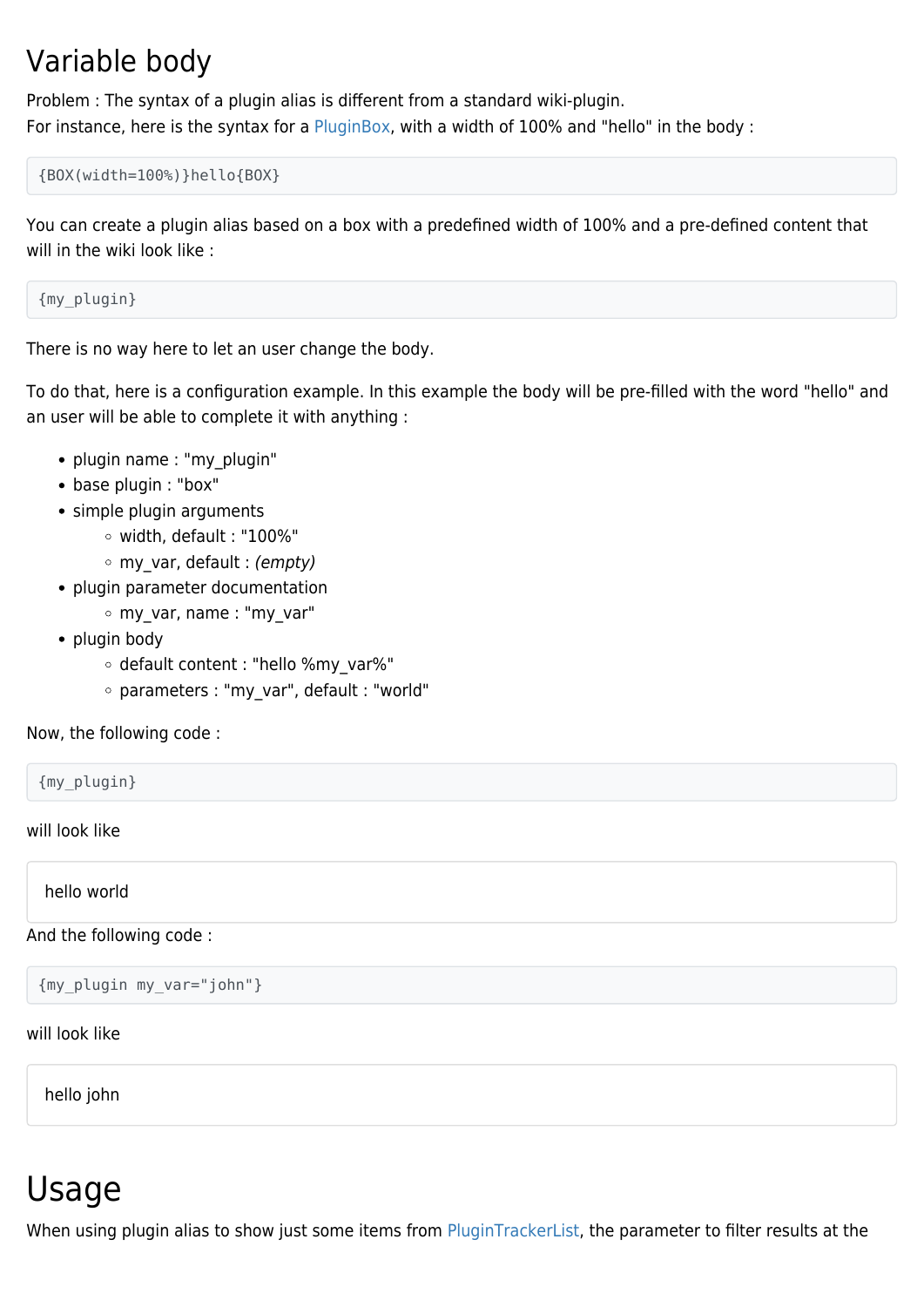# Variable body

Problem : The syntax of a plugin alias is different from a standard wiki-plugin.
For instance, here is the syntax for a PluginBox, with a width of 100% and "hello" in the body :

```
{BOX(width=100%)}hello{BOX}
```

You can create a plugin alias based on a box with a predefined width of 100% and a pre-defined content that will in the wiki look like :

```
{my_plugin}
```

There is no way here to let an user change the body.

To do that, here is a configuration example. In this example the body will be pre-filled with the word "hello" and an user will be able to complete it with anything :

- plugin name : "my_plugin"
- base plugin : "box"
- simple plugin arguments
  - width, default : "100%"
  - my_var, default : *(empty)*
- plugin parameter documentation
  - my_var, name : "my_var"
- plugin body
  - default content : "hello %my_var%"
  - parameters : "my_var", default : "world"

Now, the following code :

```
{my_plugin}
```

will look like

```
hello world
```

And the following code :

```
{my_plugin my_var="john"}
```

will look like

```
hello john
```

# Usage

When using plugin alias to show just some items from PluginTrackerList, the parameter to filter results at the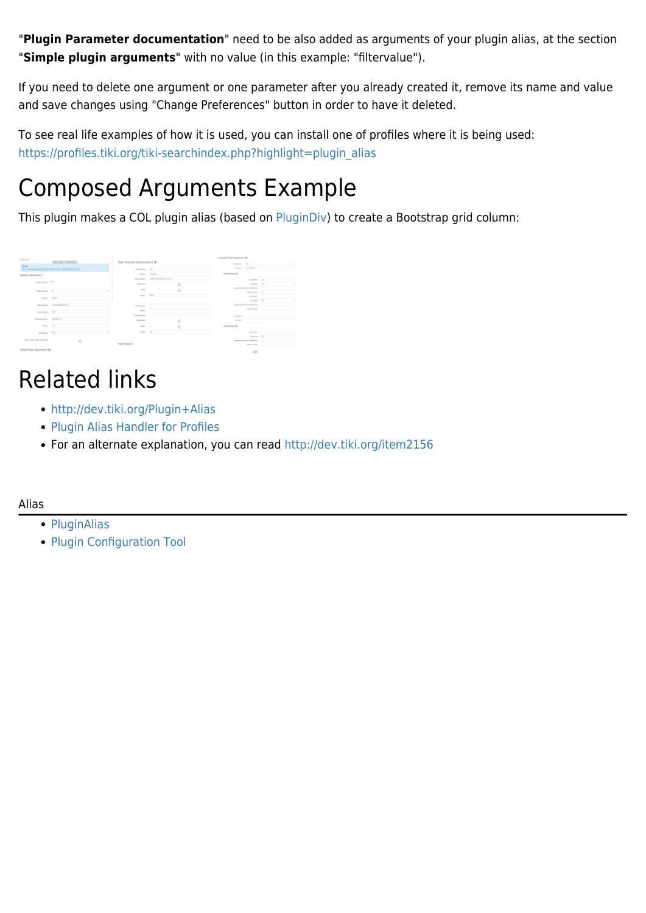"**Plugin Parameter documentation**" need to be also added as arguments of your plugin alias, at the section "**Simple plugin arguments**" with no value (in this example: "filtervalue").

If you need to delete one argument or one parameter after you already created it, remove its name and value and save changes using "Change Preferences" button in order to have it deleted.

To see real life examples of how it is used, you can install one of profiles where it is being used: https://profiles.tiki.org/tiki-searchindex.php?highlight=plugin_alias

# Composed Arguments Example

This plugin makes a COL plugin alias (based on PluginDiv) to create a Bootstrap grid column:

# Related links

- http://dev.tiki.org/Plugin+Alias
- Plugin Alias Handler for Profiles
- For an alternate explanation, you can read http://dev.tiki.org/item2156

Alias

- PluginAlias
- Plugin Configuration Tool